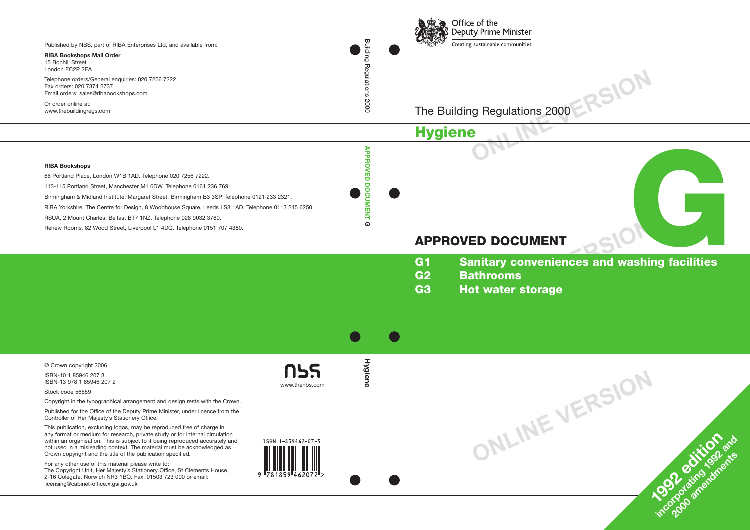Office of the Deputy Prime Minister

Creating sustainable communities

The Building Regulations 2000

# Hygiene

# APPROVED DOCUMENT G

**G1 Sanitary conveniences and washing facilities**

**G2 Bathrooms**

**G3 Hot water storage**

**1992 edition incorporating 1992 and 2000 amendments**

ONLINE VERSION

Building Regulations 2000

APPROVED DOCUMENT G

Hygiene

Published by NBS, part of RIBA Enterprises Ltd, and available from:

**RIBA Bookshops Mail Order**
15 Bonhill Street
London EC2P 2EA

Telephone orders/General enquiries: 020 7256 7222
Fax orders: 020 7374 2737
Email orders: sales@ribabookshops.com

Or order online at:
www.thebuildingregs.com

**RIBA Bookshops**

66 Portland Place, London W1B 1AD. Telephone 020 7256 7222.

113-115 Portland Street, Manchester M1 6DW. Telephone 0161 236 7691.

Birmingham & Midland Institute, Margaret Street, Birmingham B3 3SP. Telephone 0121 233 2321.

RIBA Yorkshire, The Centre for Design, 8 Woodhouse Square, Leeds LS3 1AD. Telephone 0113 245 6250.

RSUA, 2 Mount Charles, Belfast BT7 1NZ. Telephone 028 9032 3760.

Renew Rooms, 82 Wood Street, Liverpool L1 4DQ. Telephone 0151 707 4380.

© Crown copyright 2006

ISBN-10 1 85946 207 3
ISBN-13 978 1 85946 207 2

Stock code 56659

Copyright in the typographical arrangement and design rests with the Crown.

Published for the Office of the Deputy Prime Minister, under licence from the Controller of Her Majesty's Stationery Office.

This publication, excluding logos, may be reproduced free of charge in any format or medium for research, private study or for internal circulation within an organisation. This is subject to it being reproduced accurately and not used in a misleading context. The material must be acknowledged as Crown copyright and the title of the publication specified.

For any other use of this material please write to:
The Copyright Unit, Her Majesty's Stationery Office, St Clements House, 2-16 Colegate, Norwich NR3 1BQ. Fax: 01503 723 000 or email: licensing@cabinet-office.x.gsi.gov.uk

nbs
www.thenbs.com

ISBN 1-859462-07-3

9 781859 462072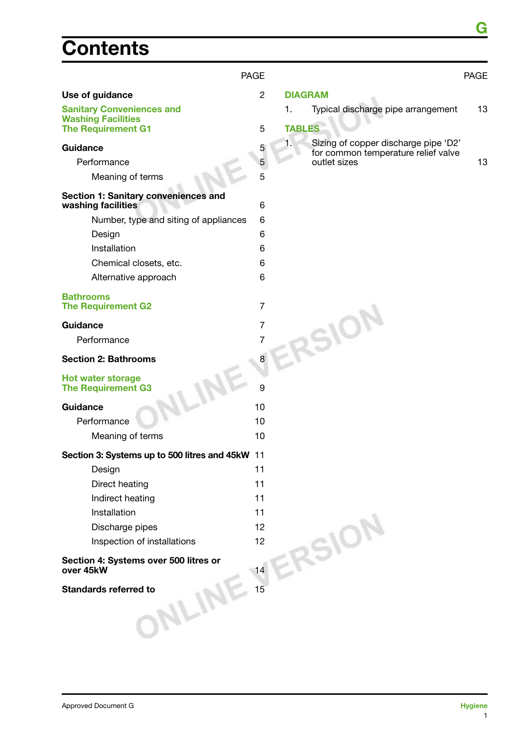# Contents

| | PAGE |
|---|---|
| **Use of guidance** | 2 |
| **Sanitary Conveniences and Washing Facilities The Requirement G1** | 5 |
| **Guidance** | 5 |
| Performance | 5 |
| Meaning of terms | 5 |
| **Section 1: Sanitary conveniences and washing facilities** | 6 |
| Number, type and siting of appliances | 6 |
| Design | 6 |
| Installation | 6 |
| Chemical closets, etc. | 6 |
| Alternative approach | 6 |
| **Bathrooms The Requirement G2** | 7 |
| **Guidance** | 7 |
| Performance | 7 |
| **Section 2: Bathrooms** | 8 |
| **Hot water storage The Requirement G3** | 9 |
| **Guidance** | 10 |
| Performance | 10 |
| Meaning of terms | 10 |
| **Section 3: Systems up to 500 litres and 45kW** | 11 |
| Design | 11 |
| Direct heating | 11 |
| Indirect heating | 11 |
| Installation | 11 |
| Discharge pipes | 12 |
| Inspection of installations | 12 |
| **Section 4: Systems over 500 litres or over 45kW** | 14 |
| **Standards referred to** | 15 |

| | PAGE |
|---|---|
| **DIAGRAM** | |
| 1. Typical discharge pipe arrangement | 13 |
| **TABLES** | |
| 1. Sizing of copper discharge pipe 'D2' for common temperature relief valve outlet sizes | 13 |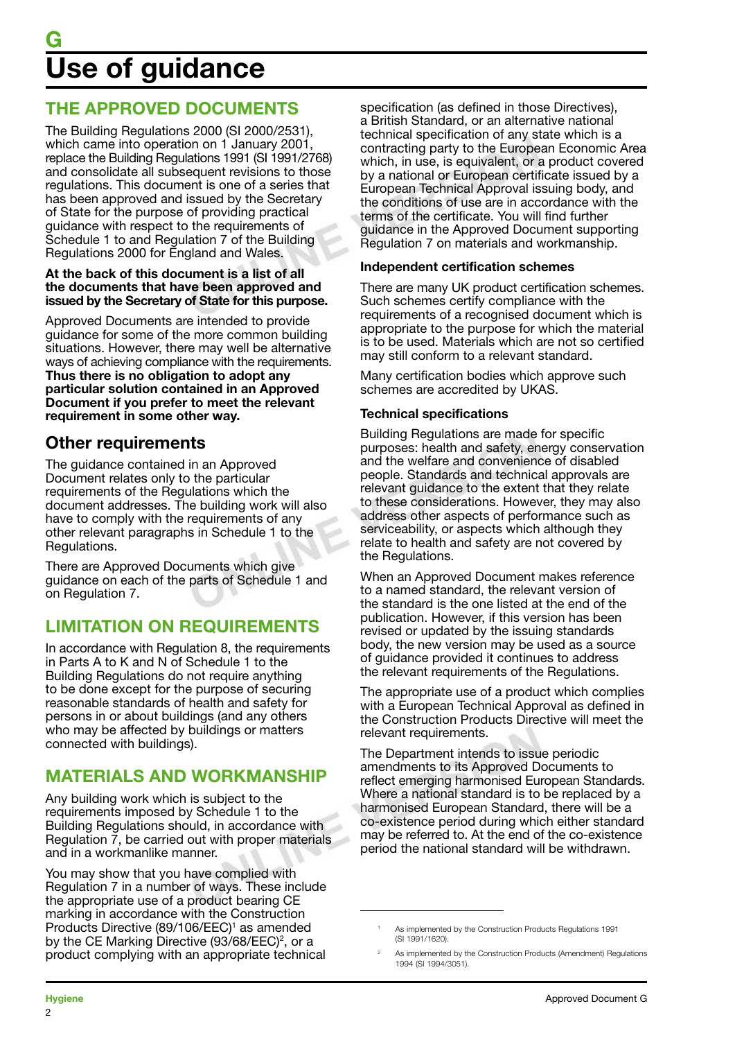# G
# Use of guidance

## THE APPROVED DOCUMENTS

The Building Regulations 2000 (SI 2000/2531), which came into operation on 1 January 2001, replace the Building Regulations 1991 (SI 1991/2768) and consolidate all subsequent revisions to those regulations. This document is one of a series that has been approved and issued by the Secretary of State for the purpose of providing practical guidance with respect to the requirements of Schedule 1 to and Regulation 7 of the Building Regulations 2000 for England and Wales.

**At the back of this document is a list of all the documents that have been approved and issued by the Secretary of State for this purpose.**

Approved Documents are intended to provide guidance for some of the more common building situations. However, there may well be alternative ways of achieving compliance with the requirements. **Thus there is no obligation to adopt any particular solution contained in an Approved Document if you prefer to meet the relevant requirement in some other way.**

### Other requirements

The guidance contained in an Approved Document relates only to the particular requirements of the Regulations which the document addresses. The building work will also have to comply with the requirements of any other relevant paragraphs in Schedule 1 to the Regulations.

There are Approved Documents which give guidance on each of the parts of Schedule 1 and on Regulation 7.

## LIMITATION ON REQUIREMENTS

In accordance with Regulation 8, the requirements in Parts A to K and N of Schedule 1 to the Building Regulations do not require anything to be done except for the purpose of securing reasonable standards of health and safety for persons in or about buildings (and any others who may be affected by buildings or matters connected with buildings).

## MATERIALS AND WORKMANSHIP

Any building work which is subject to the requirements imposed by Schedule 1 to the Building Regulations should, in accordance with Regulation 7, be carried out with proper materials and in a workmanlike manner.

You may show that you have complied with Regulation 7 in a number of ways. These include the appropriate use of a product bearing CE marking in accordance with the Construction Products Directive (89/106/EEC)[1] as amended by the CE Marking Directive (93/68/EEC)[2], or a product complying with an appropriate technical specification (as defined in those Directives), a British Standard, or an alternative national technical specification of any state which is a contracting party to the European Economic Area which, in use, is equivalent, or a product covered by a national or European certificate issued by a European Technical Approval issuing body, and the conditions of use are in accordance with the terms of the certificate. You will find further guidance in the Approved Document supporting Regulation 7 on materials and workmanship.

### Independent certification schemes

There are many UK product certification schemes. Such schemes certify compliance with the requirements of a recognised document which is appropriate to the purpose for which the material is to be used. Materials which are not so certified may still conform to a relevant standard.

Many certification bodies which approve such schemes are accredited by UKAS.

### Technical specifications

Building Regulations are made for specific purposes: health and safety, energy conservation and the welfare and convenience of disabled people. Standards and technical approvals are relevant guidance to the extent that they relate to these considerations. However, they may also address other aspects of performance such as serviceability, or aspects which although they relate to health and safety are not covered by the Regulations.

When an Approved Document makes reference to a named standard, the relevant version of the standard is the one listed at the end of the publication. However, if this version has been revised or updated by the issuing standards body, the new version may be used as a source of guidance provided it continues to address the relevant requirements of the Regulations.

The appropriate use of a product which complies with a European Technical Approval as defined in the Construction Products Directive will meet the relevant requirements.

The Department intends to issue periodic amendments to its Approved Documents to reflect emerging harmonised European Standards. Where a national standard is to be replaced by a harmonised European Standard, there will be a co-existence period during which either standard may be referred to. At the end of the co-existence period the national standard will be withdrawn.

---

[1] As implemented by the Construction Products Regulations 1991 (SI 1991/1620).

[2] As implemented by the Construction Products (Amendment) Regulations 1994 (SI 1994/3051).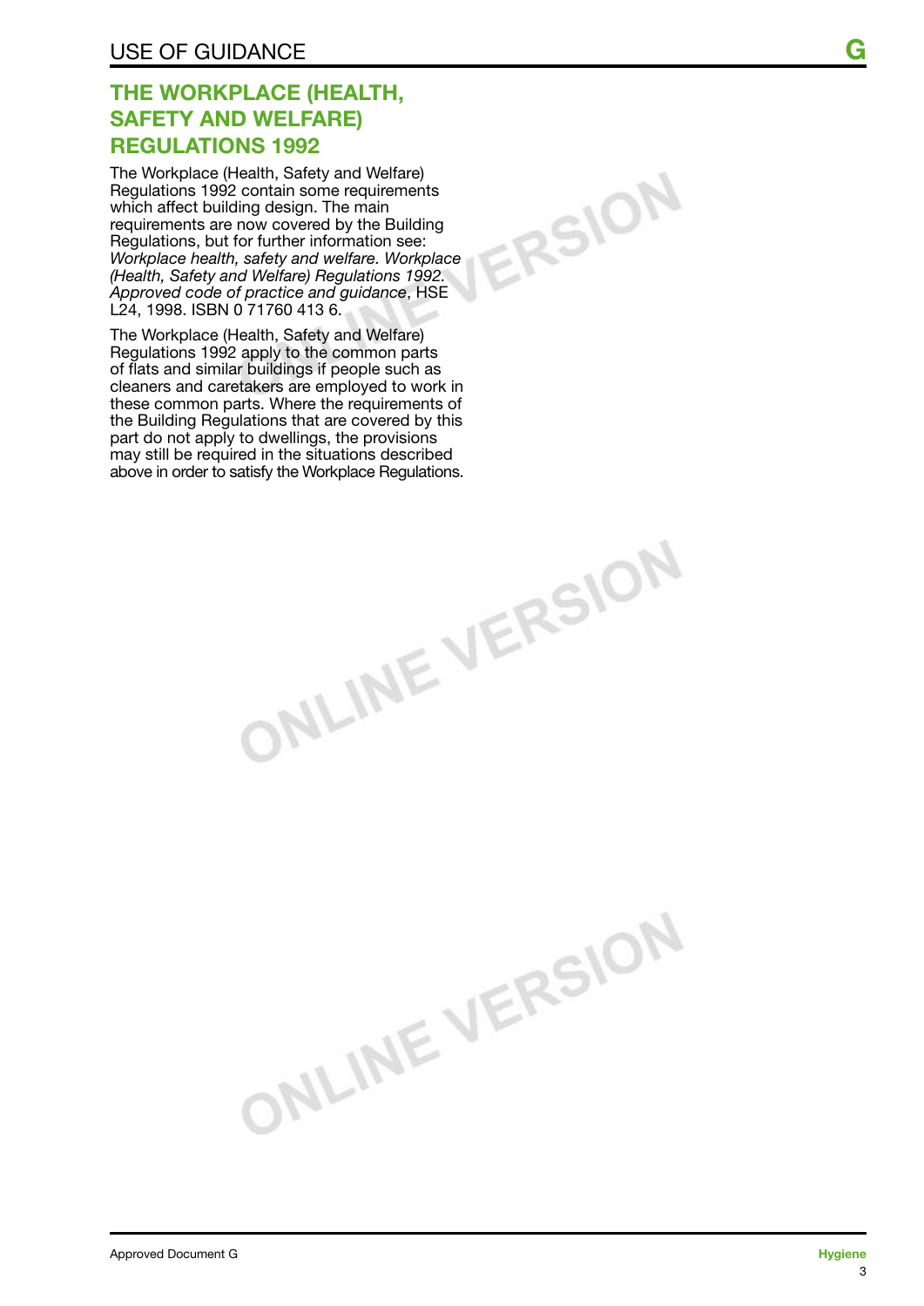## THE WORKPLACE (HEALTH, SAFETY AND WELFARE) REGULATIONS 1992

The Workplace (Health, Safety and Welfare) Regulations 1992 contain some requirements which affect building design. The main requirements are now covered by the Building Regulations, but for further information see: *Workplace health, safety and welfare. Workplace (Health, Safety and Welfare) Regulations 1992. Approved code of practice and guidance*, HSE L24, 1998. ISBN 0 71760 413 6.

The Workplace (Health, Safety and Welfare) Regulations 1992 apply to the common parts of flats and similar buildings if people such as cleaners and caretakers are employed to work in these common parts. Where the requirements of the Building Regulations that are covered by this part do not apply to dwellings, the provisions may still be required in the situations described above in order to satisfy the Workplace Regulations.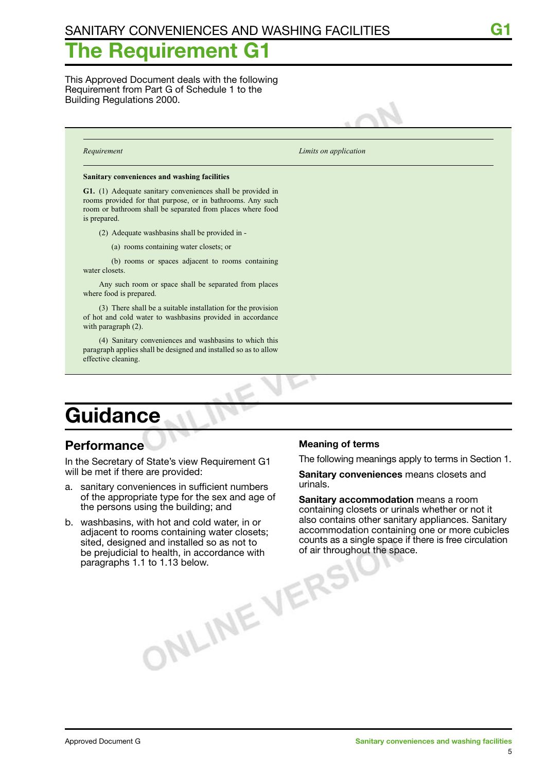# The Requirement G1

This Approved Document deals with the following Requirement from Part G of Schedule 1 to the Building Regulations 2000.

| *Requirement* | *Limits on application* |
| --- | --- |
| **Sanitary conveniences and washing facilities**<br><br>**G1.** (1) Adequate sanitary conveniences shall be provided in rooms provided for that purpose, or in bathrooms. Any such room or bathroom shall be separated from places where food is prepared.<br><br>(2) Adequate washbasins shall be provided in -<br><br>(a) rooms containing water closets; or<br><br>(b) rooms or spaces adjacent to rooms containing water closets.<br><br>Any such room or space shall be separated from places where food is prepared.<br><br>(3) There shall be a suitable installation for the provision of hot and cold water to washbasins provided in accordance with paragraph (2).<br><br>(4) Sanitary conveniences and washbasins to which this paragraph applies shall be designed and installed so as to allow effective cleaning. | |

# Guidance

## Performance

In the Secretary of State's view Requirement G1 will be met if there are provided:

a. sanitary conveniences in sufficient numbers of the appropriate type for the sex and age of the persons using the building; and

b. washbasins, with hot and cold water, in or adjacent to rooms containing water closets; sited, designed and installed so as not to be prejudicial to health, in accordance with paragraphs 1.1 to 1.13 below.

### Meaning of terms

The following meanings apply to terms in Section 1.

**Sanitary conveniences** means closets and urinals.

**Sanitary accommodation** means a room containing closets or urinals whether or not it also contains other sanitary appliances. Sanitary accommodation containing one or more cubicles counts as a single space if there is free circulation of air throughout the space.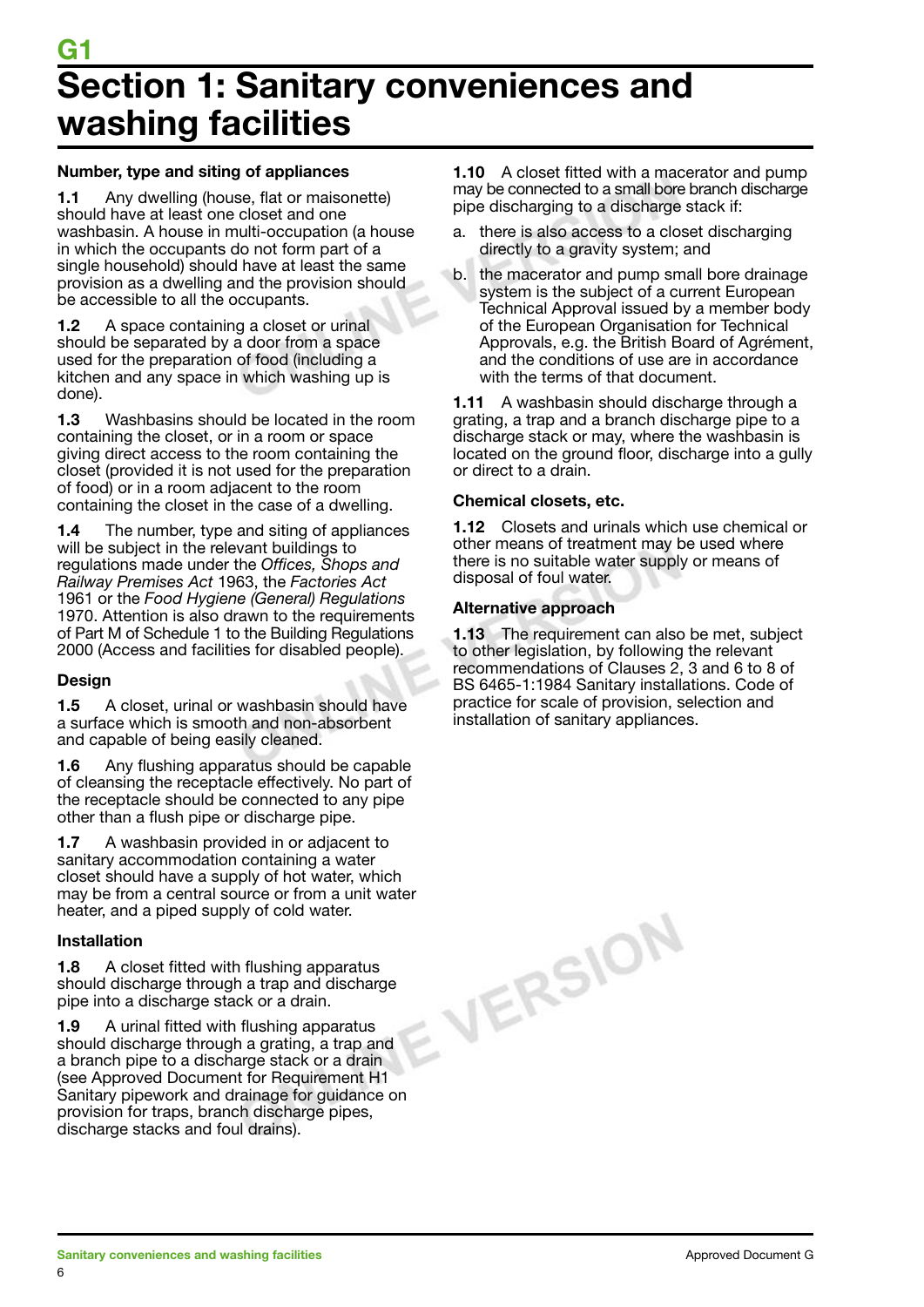# G1

# Section 1: Sanitary conveniences and washing facilities

### Number, type and siting of appliances

**1.1** Any dwelling (house, flat or maisonette) should have at least one closet and one washbasin. A house in multi-occupation (a house in which the occupants do not form part of a single household) should have at least the same provision as a dwelling and the provision should be accessible to all the occupants.

**1.2** A space containing a closet or urinal should be separated by a door from a space used for the preparation of food (including a kitchen and any space in which washing up is done).

**1.3** Washbasins should be located in the room containing the closet, or in a room or space giving direct access to the room containing the closet (provided it is not used for the preparation of food) or in a room adjacent to the room containing the closet in the case of a dwelling.

**1.4** The number, type and siting of appliances will be subject in the relevant buildings to regulations made under the *Offices, Shops and Railway Premises Act* 1963, the *Factories Act* 1961 or the *Food Hygiene (General) Regulations* 1970. Attention is also drawn to the requirements of Part M of Schedule 1 to the Building Regulations 2000 (Access and facilities for disabled people).

### Design

**1.5** A closet, urinal or washbasin should have a surface which is smooth and non-absorbent and capable of being easily cleaned.

**1.6** Any flushing apparatus should be capable of cleansing the receptacle effectively. No part of the receptacle should be connected to any pipe other than a flush pipe or discharge pipe.

**1.7** A washbasin provided in or adjacent to sanitary accommodation containing a water closet should have a supply of hot water, which may be from a central source or from a unit water heater, and a piped supply of cold water.

### Installation

**1.8** A closet fitted with flushing apparatus should discharge through a trap and discharge pipe into a discharge stack or a drain.

**1.9** A urinal fitted with flushing apparatus should discharge through a grating, a trap and a branch pipe to a discharge stack or a drain (see Approved Document for Requirement H1 Sanitary pipework and drainage for guidance on provision for traps, branch discharge pipes, discharge stacks and foul drains).

**1.10** A closet fitted with a macerator and pump may be connected to a small bore branch discharge pipe discharging to a discharge stack if:

a. there is also access to a closet discharging directly to a gravity system; and

b. the macerator and pump small bore drainage system is the subject of a current European Technical Approval issued by a member body of the European Organisation for Technical Approvals, e.g. the British Board of Agrément, and the conditions of use are in accordance with the terms of that document.

**1.11** A washbasin should discharge through a grating, a trap and a branch discharge pipe to a discharge stack or may, where the washbasin is located on the ground floor, discharge into a gully or direct to a drain.

### Chemical closets, etc.

**1.12** Closets and urinals which use chemical or other means of treatment may be used where there is no suitable water supply or means of disposal of foul water.

### Alternative approach

**1.13** The requirement can also be met, subject to other legislation, by following the relevant recommendations of Clauses 2, 3 and 6 to 8 of BS 6465-1:1984 Sanitary installations. Code of practice for scale of provision, selection and installation of sanitary appliances.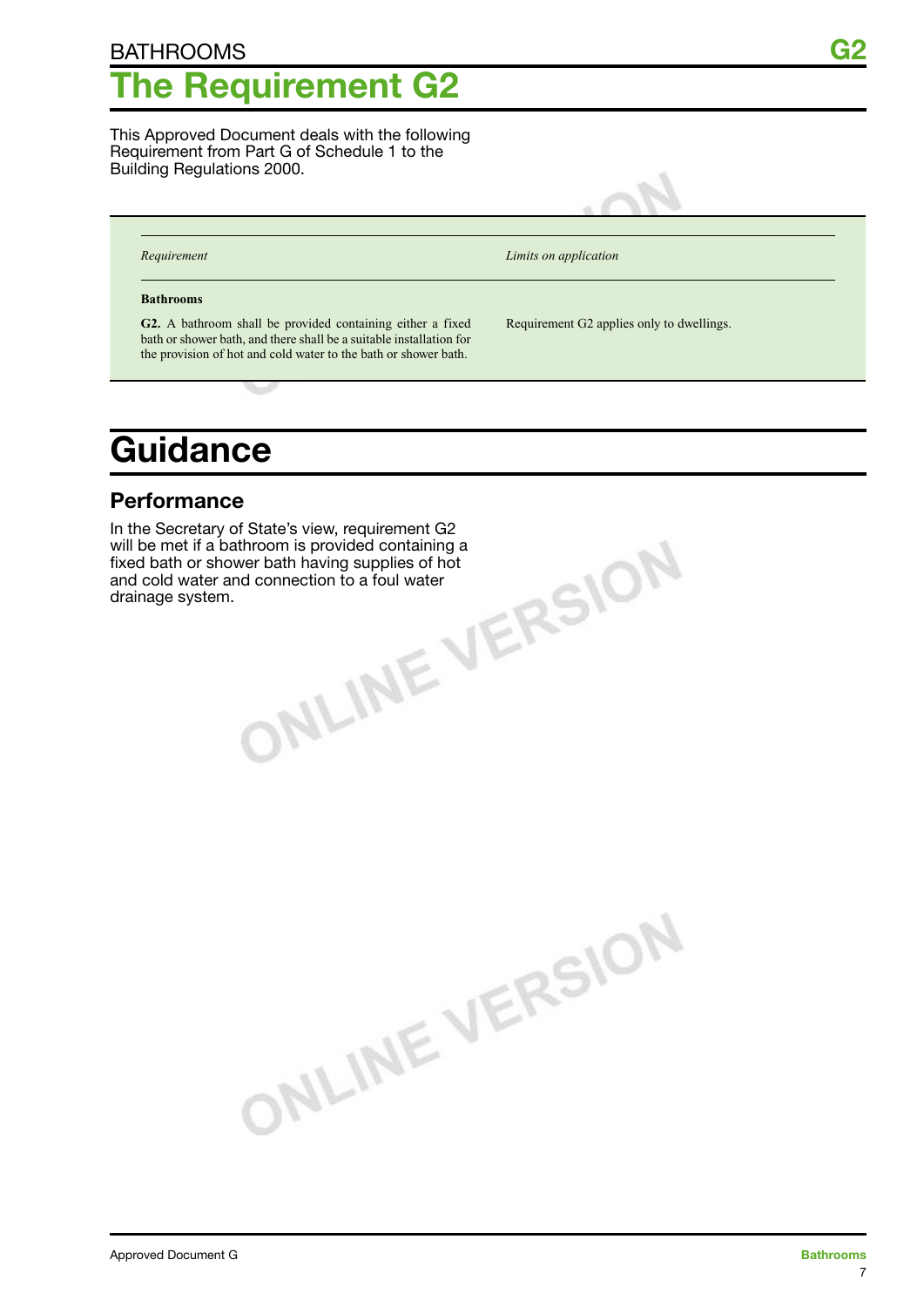# The Requirement G2

This Approved Document deals with the following Requirement from Part G of Schedule 1 to the Building Regulations 2000.

| *Requirement* | *Limits on application* |
| --- | --- |
| **Bathrooms** | |
| **G2.** A bathroom shall be provided containing either a fixed bath or shower bath, and there shall be a suitable installation for the provision of hot and cold water to the bath or shower bath. | Requirement G2 applies only to dwellings. |

# Guidance

## Performance

In the Secretary of State's view, requirement G2 will be met if a bathroom is provided containing a fixed bath or shower bath having supplies of hot and cold water and connection to a foul water drainage system.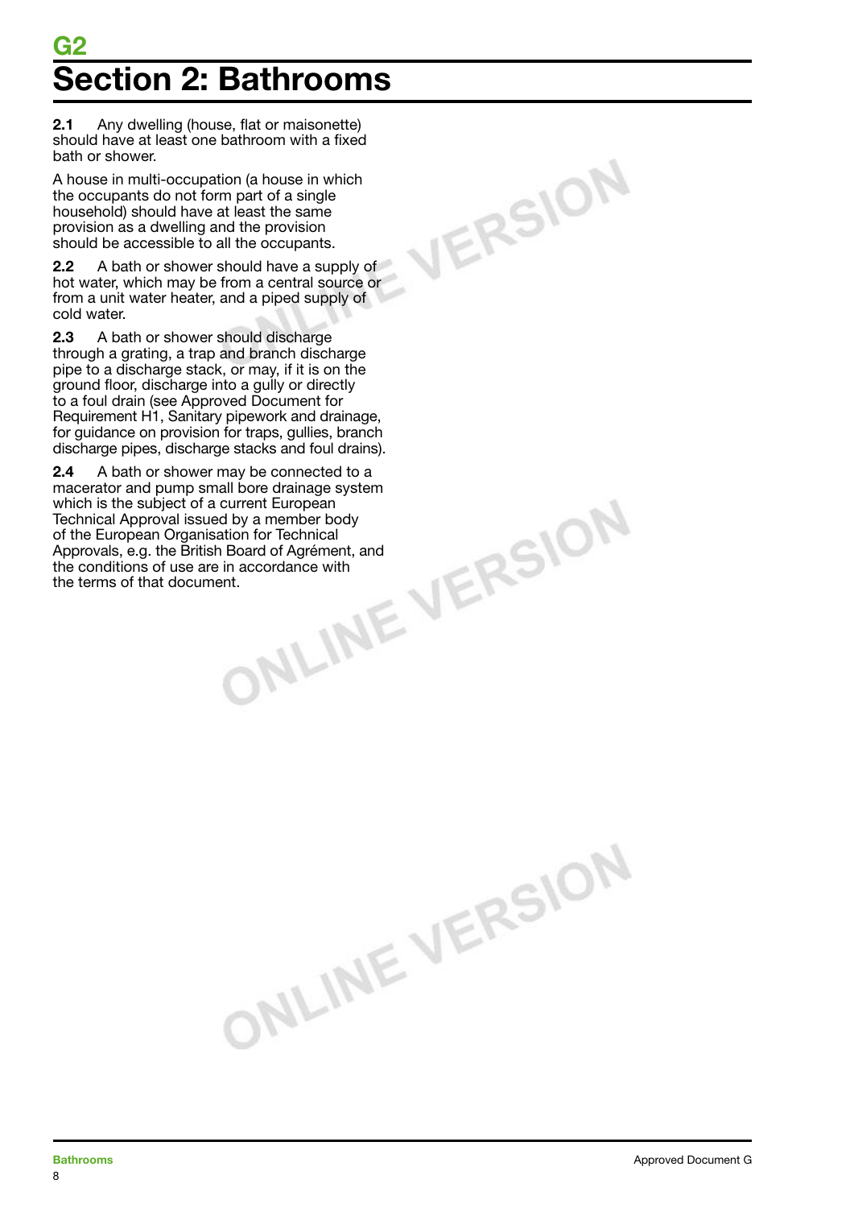# G2

# Section 2: Bathrooms

**2.1** Any dwelling (house, flat or maisonette) should have at least one bathroom with a fixed bath or shower.

A house in multi-occupation (a house in which the occupants do not form part of a single household) should have at least the same provision as a dwelling and the provision should be accessible to all the occupants.

**2.2** A bath or shower should have a supply of hot water, which may be from a central source or from a unit water heater, and a piped supply of cold water.

**2.3** A bath or shower should discharge through a grating, a trap and branch discharge pipe to a discharge stack, or may, if it is on the ground floor, discharge into a gully or directly to a foul drain (see Approved Document for Requirement H1, Sanitary pipework and drainage, for guidance on provision for traps, gullies, branch discharge pipes, discharge stacks and foul drains).

**2.4** A bath or shower may be connected to a macerator and pump small bore drainage system which is the subject of a current European Technical Approval issued by a member body of the European Organisation for Technical Approvals, e.g. the British Board of Agrément, and the conditions of use are in accordance with the terms of that document.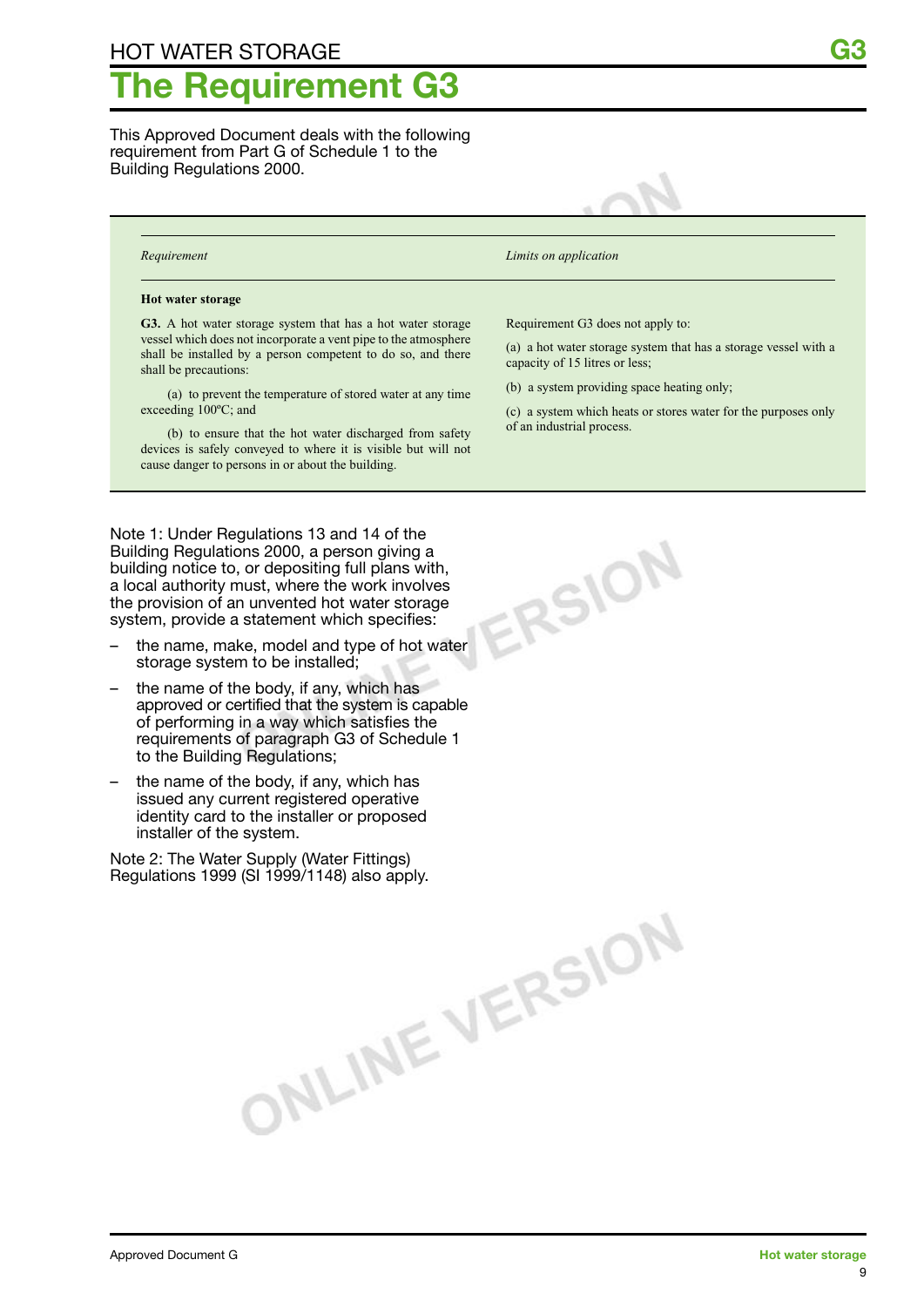# HOT WATER STORAGE

# The Requirement G3

This Approved Document deals with the following requirement from Part G of Schedule 1 to the Building Regulations 2000.

| *Requirement* | *Limits on application* |
|---|---|
| **Hot water storage** | |
| **G3.** A hot water storage system that has a hot water storage vessel which does not incorporate a vent pipe to the atmosphere shall be installed by a person competent to do so, and there shall be precautions:<br><br>(a) to prevent the temperature of stored water at any time exceeding 100ºC; and<br><br>(b) to ensure that the hot water discharged from safety devices is safely conveyed to where it is visible but will not cause danger to persons in or about the building. | Requirement G3 does not apply to:<br><br>(a) a hot water storage system that has a storage vessel with a capacity of 15 litres or less;<br><br>(b) a system providing space heating only;<br><br>(c) a system which heats or stores water for the purposes only of an industrial process. |

Note 1: Under Regulations 13 and 14 of the Building Regulations 2000, a person giving a building notice to, or depositing full plans with, a local authority must, where the work involves the provision of an unvented hot water storage system, provide a statement which specifies:

- the name, make, model and type of hot water storage system to be installed;
- the name of the body, if any, which has approved or certified that the system is capable of performing in a way which satisfies the requirements of paragraph G3 of Schedule 1 to the Building Regulations;
- the name of the body, if any, which has issued any current registered operative identity card to the installer or proposed installer of the system.

Note 2: The Water Supply (Water Fittings) Regulations 1999 (SI 1999/1148) also apply.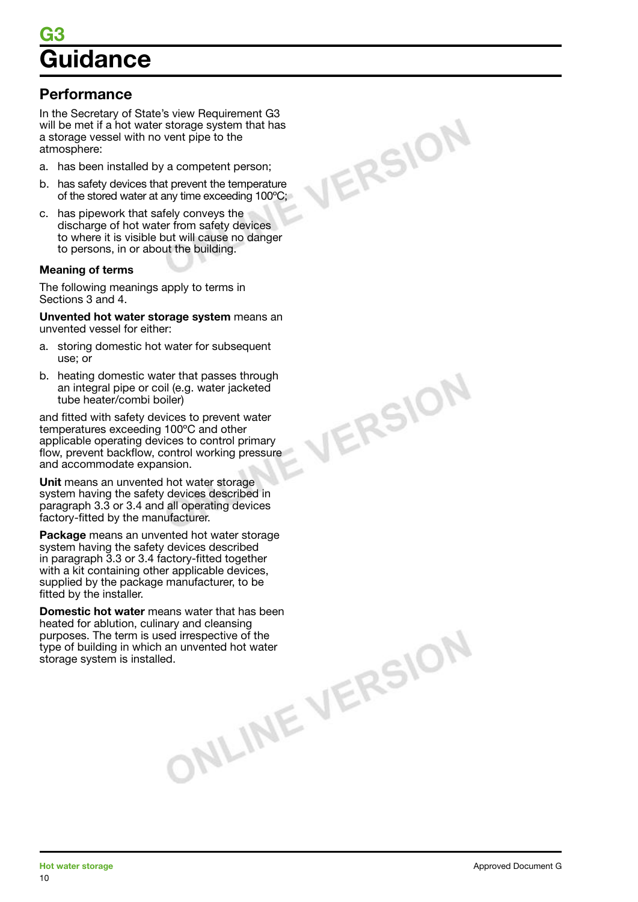# G3
# Guidance

## Performance

In the Secretary of State's view Requirement G3 will be met if a hot water storage system that has a storage vessel with no vent pipe to the atmosphere:

a. has been installed by a competent person;

b. has safety devices that prevent the temperature of the stored water at any time exceeding 100ºC;

c. has pipework that safely conveys the discharge of hot water from safety devices to where it is visible but will cause no danger to persons, in or about the building.

### Meaning of terms

The following meanings apply to terms in Sections 3 and 4.

**Unvented hot water storage system** means an unvented vessel for either:

a. storing domestic hot water for subsequent use; or

b. heating domestic water that passes through an integral pipe or coil (e.g. water jacketed tube heater/combi boiler)

and fitted with safety devices to prevent water temperatures exceeding 100ºC and other applicable operating devices to control primary flow, prevent backflow, control working pressure and accommodate expansion.

**Unit** means an unvented hot water storage system having the safety devices described in paragraph 3.3 or 3.4 and all operating devices factory-fitted by the manufacturer.

**Package** means an unvented hot water storage system having the safety devices described in paragraph 3.3 or 3.4 factory-fitted together with a kit containing other applicable devices, supplied by the package manufacturer, to be fitted by the installer.

**Domestic hot water** means water that has been heated for ablution, culinary and cleansing purposes. The term is used irrespective of the type of building in which an unvented hot water storage system is installed.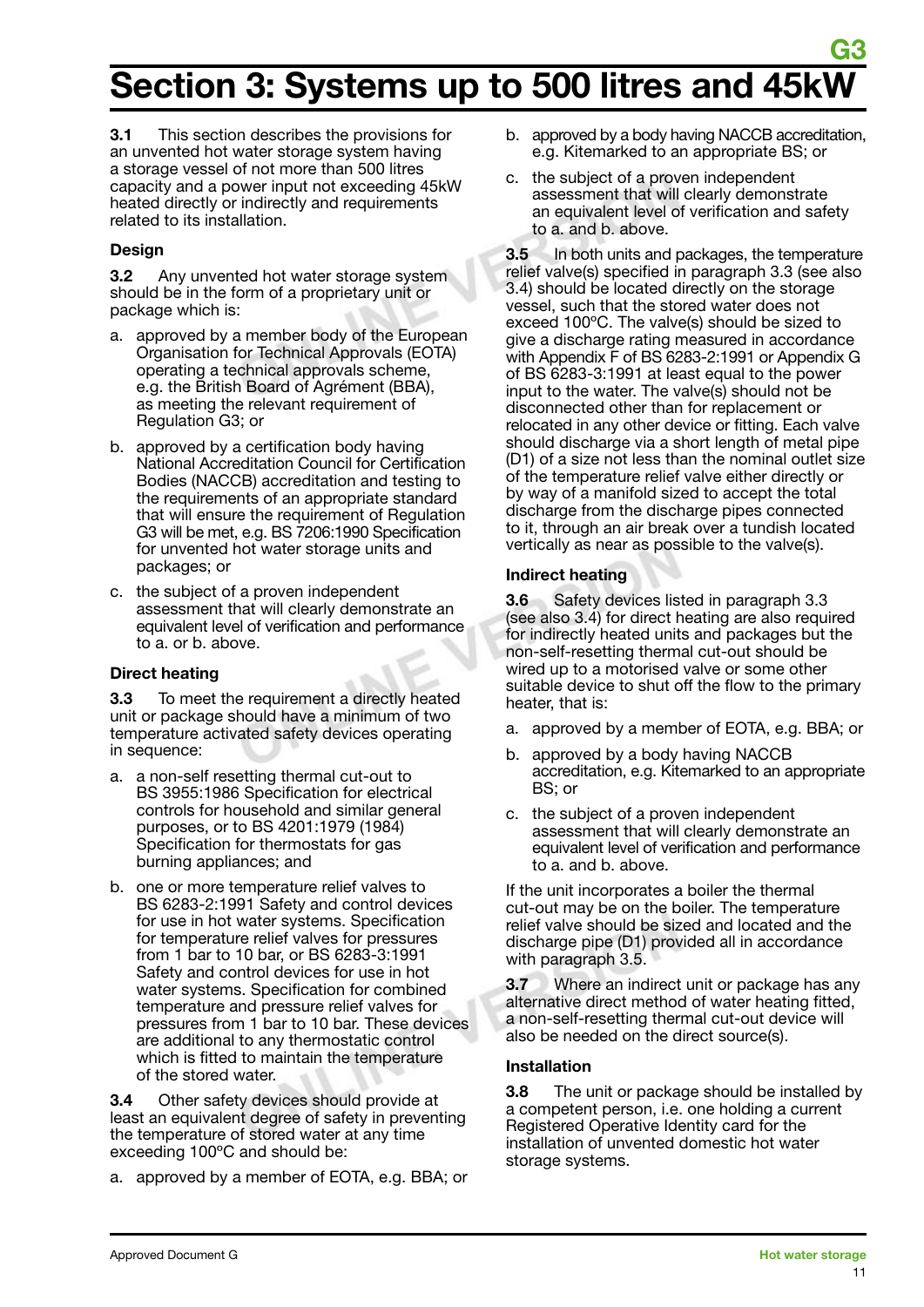# Section 3: Systems up to 500 litres and 45kW

**3.1** This section describes the provisions for an unvented hot water storage system having a storage vessel of not more than 500 litres capacity and a power input not exceeding 45kW heated directly or indirectly and requirements related to its installation.

### Design

**3.2** Any unvented hot water storage system should be in the form of a proprietary unit or package which is:

a. approved by a member body of the European Organisation for Technical Approvals (EOTA) operating a technical approvals scheme, e.g. the British Board of Agrément (BBA), as meeting the relevant requirement of Regulation G3; or

b. approved by a certification body having National Accreditation Council for Certification Bodies (NACCB) accreditation and testing to the requirements of an appropriate standard that will ensure the requirement of Regulation G3 will be met, e.g. BS 7206:1990 Specification for unvented hot water storage units and packages; or

c. the subject of a proven independent assessment that will clearly demonstrate an equivalent level of verification and performance to a. or b. above.

### Direct heating

**3.3** To meet the requirement a directly heated unit or package should have a minimum of two temperature activated safety devices operating in sequence:

a. a non-self resetting thermal cut-out to BS 3955:1986 Specification for electrical controls for household and similar general purposes, or to BS 4201:1979 (1984) Specification for thermostats for gas burning appliances; and

b. one or more temperature relief valves to BS 6283-2:1991 Safety and control devices for use in hot water systems. Specification for temperature relief valves for pressures from 1 bar to 10 bar, or BS 6283-3:1991 Safety and control devices for use in hot water systems. Specification for combined temperature and pressure relief valves for pressures from 1 bar to 10 bar. These devices are additional to any thermostatic control which is fitted to maintain the temperature of the stored water.

**3.4** Other safety devices should provide at least an equivalent degree of safety in preventing the temperature of stored water at any time exceeding 100ºC and should be:

a. approved by a member of EOTA, e.g. BBA; or

b. approved by a body having NACCB accreditation, e.g. Kitemarked to an appropriate BS; or

c. the subject of a proven independent assessment that will clearly demonstrate an equivalent level of verification and safety to a. and b. above.

**3.5** In both units and packages, the temperature relief valve(s) specified in paragraph 3.3 (see also 3.4) should be located directly on the storage vessel, such that the stored water does not exceed 100ºC. The valve(s) should be sized to give a discharge rating measured in accordance with Appendix F of BS 6283-2:1991 or Appendix G of BS 6283-3:1991 at least equal to the power input to the water. The valve(s) should not be disconnected other than for replacement or relocated in any other device or fitting. Each valve should discharge via a short length of metal pipe (D1) of a size not less than the nominal outlet size of the temperature relief valve either directly or by way of a manifold sized to accept the total discharge from the discharge pipes connected to it, through an air break over a tundish located vertically as near as possible to the valve(s).

### Indirect heating

**3.6** Safety devices listed in paragraph 3.3 (see also 3.4) for direct heating are also required for indirectly heated units and packages but the non-self-resetting thermal cut-out should be wired up to a motorised valve or some other suitable device to shut off the flow to the primary heater, that is:

a. approved by a member of EOTA, e.g. BBA; or

b. approved by a body having NACCB accreditation, e.g. Kitemarked to an appropriate BS; or

c. the subject of a proven independent assessment that will clearly demonstrate an equivalent level of verification and performance to a. and b. above.

If the unit incorporates a boiler the thermal cut-out may be on the boiler. The temperature relief valve should be sized and located and the discharge pipe (D1) provided all in accordance with paragraph 3.5.

**3.7** Where an indirect unit or package has any alternative direct method of water heating fitted, a non-self-resetting thermal cut-out device will also be needed on the direct source(s).

### Installation

**3.8** The unit or package should be installed by a competent person, i.e. one holding a current Registered Operative Identity card for the installation of unvented domestic hot water storage systems.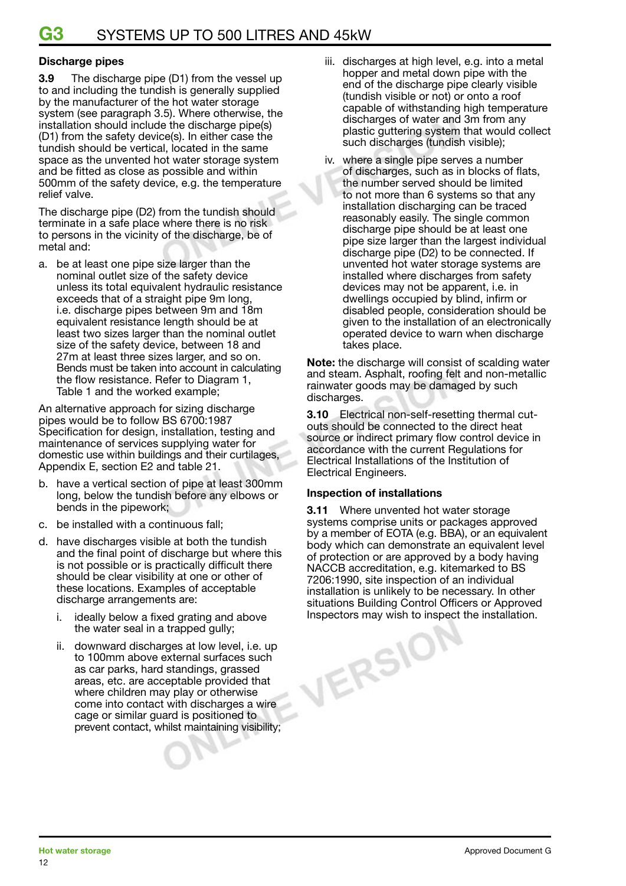### Discharge pipes

**3.9** The discharge pipe (D1) from the vessel up to and including the tundish is generally supplied by the manufacturer of the hot water storage system (see paragraph 3.5). Where otherwise, the installation should include the discharge pipe(s) (D1) from the safety device(s). In either case the tundish should be vertical, located in the same space as the unvented hot water storage system and be fitted as close as possible and within 500mm of the safety device, e.g. the temperature relief valve.

The discharge pipe (D2) from the tundish should terminate in a safe place where there is no risk to persons in the vicinity of the discharge, be of metal and:

a. be at least one pipe size larger than the nominal outlet size of the safety device unless its total equivalent hydraulic resistance exceeds that of a straight pipe 9m long, i.e. discharge pipes between 9m and 18m equivalent resistance length should be at least two sizes larger than the nominal outlet size of the safety device, between 18 and 27m at least three sizes larger, and so on. Bends must be taken into account in calculating the flow resistance. Refer to Diagram 1, Table 1 and the worked example;

An alternative approach for sizing discharge pipes would be to follow BS 6700:1987 Specification for design, installation, testing and maintenance of services supplying water for domestic use within buildings and their curtilages, Appendix E, section E2 and table 21.

b. have a vertical section of pipe at least 300mm long, below the tundish before any elbows or bends in the pipework;

c. be installed with a continuous fall;

d. have discharges visible at both the tundish and the final point of discharge but where this is not possible or is practically difficult there should be clear visibility at one or other of these locations. Examples of acceptable discharge arrangements are:

   i. ideally below a fixed grating and above the water seal in a trapped gully;

   ii. downward discharges at low level, i.e. up to 100mm above external surfaces such as car parks, hard standings, grassed areas, etc. are acceptable provided that where children may play or otherwise come into contact with discharges a wire cage or similar guard is positioned to prevent contact, whilst maintaining visibility;

   iii. discharges at high level, e.g. into a metal hopper and metal down pipe with the end of the discharge pipe clearly visible (tundish visible or not) or onto a roof capable of withstanding high temperature discharges of water and 3m from any plastic guttering system that would collect such discharges (tundish visible);

   iv. where a single pipe serves a number of discharges, such as in blocks of flats, the number served should be limited to not more than 6 systems so that any installation discharging can be traced reasonably easily. The single common discharge pipe should be at least one pipe size larger than the largest individual discharge pipe (D2) to be connected. If unvented hot water storage systems are installed where discharges from safety devices may not be apparent, i.e. in dwellings occupied by blind, infirm or disabled people, consideration should be given to the installation of an electronically operated device to warn when discharge takes place.

**Note:** the discharge will consist of scalding water and steam. Asphalt, roofing felt and non-metallic rainwater goods may be damaged by such discharges.

**3.10** Electrical non-self-resetting thermal cut-outs should be connected to the direct heat source or indirect primary flow control device in accordance with the current Regulations for Electrical Installations of the Institution of Electrical Engineers.

### Inspection of installations

**3.11** Where unvented hot water storage systems comprise units or packages approved by a member of EOTA (e.g. BBA), or an equivalent body which can demonstrate an equivalent level of protection or are approved by a body having NACCB accreditation, e.g. kitemarked to BS 7206:1990, site inspection of an individual installation is unlikely to be necessary. In other situations Building Control Officers or Approved Inspectors may wish to inspect the installation.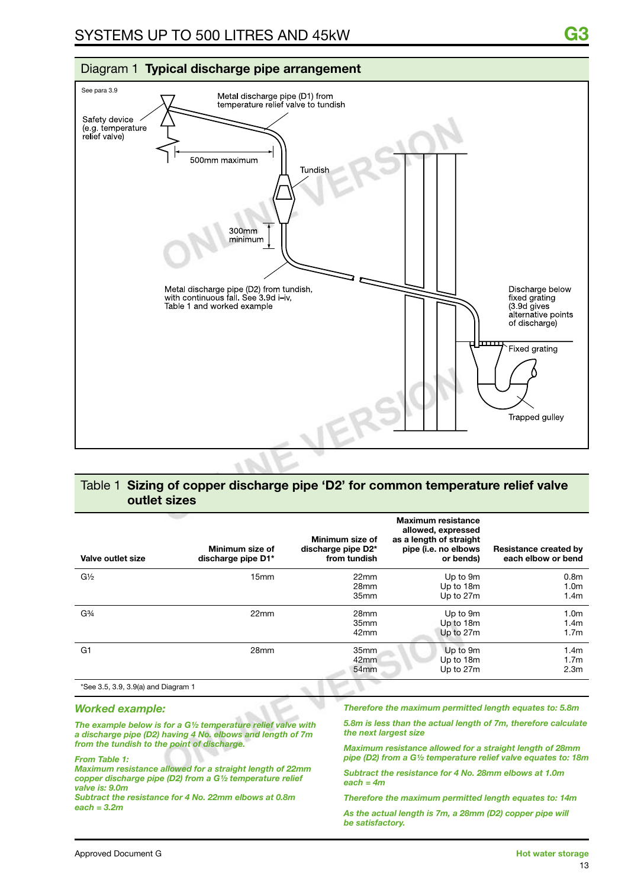## Diagram 1 **Typical discharge pipe arrangement**

See para 3.9

Safety device (e.g. temperature relief valve)

Metal discharge pipe (D1) from temperature relief valve to tundish

500mm maximum

Tundish

300mm minimum

Metal discharge pipe (D2) from tundish, with continuous fall. See 3.9d i–iv, Table 1 and worked example

Discharge below fixed grating (3.9d gives alternative points of discharge)

Fixed grating

Trapped gulley

## Table 1 **Sizing of copper discharge pipe 'D2' for common temperature relief valve outlet sizes**

| Valve outlet size | Minimum size of discharge pipe D1* | Minimum size of discharge pipe D2* from tundish | Maximum resistance allowed, expressed as a length of straight pipe (i.e. no elbows or bends) | Resistance created by each elbow or bend |
|---|---|---|---|---|
| G½ | 15mm | 22mm<br>28mm<br>35mm | Up to 9m<br>Up to 18m<br>Up to 27m | 0.8m<br>1.0m<br>1.4m |
| G¾ | 22mm | 28mm<br>35mm<br>42mm | Up to 9m<br>Up to 18m<br>Up to 27m | 1.0m<br>1.4m<br>1.7m |
| G1 | 28mm | 35mm<br>42mm<br>54mm | Up to 9m<br>Up to 18m<br>Up to 27m | 1.4m<br>1.7m<br>2.3m |

*See 3.5, 3.9, 3.9(a) and Diagram 1

### *Worked example:*

***The example below is for a G½ temperature relief valve with a discharge pipe (D2) having 4 No. elbows and length of 7m from the tundish to the point of discharge.***

***From Table 1:***
***Maximum resistance allowed for a straight length of 22mm copper discharge pipe (D2) from a G½ temperature relief valve is: 9.0m***
***Subtract the resistance for 4 No. 22mm elbows at 0.8m each = 3.2m***

***Therefore the maximum permitted length equates to: 5.8m***

***5.8m is less than the actual length of 7m, therefore calculate the next largest size***

***Maximum resistance allowed for a straight length of 28mm pipe (D2) from a G½ temperature relief valve equates to: 18m***

***Subtract the resistance for 4 No. 28mm elbows at 1.0m each = 4m***

***Therefore the maximum permitted length equates to: 14m***

***As the actual length is 7m, a 28mm (D2) copper pipe will be satisfactory.***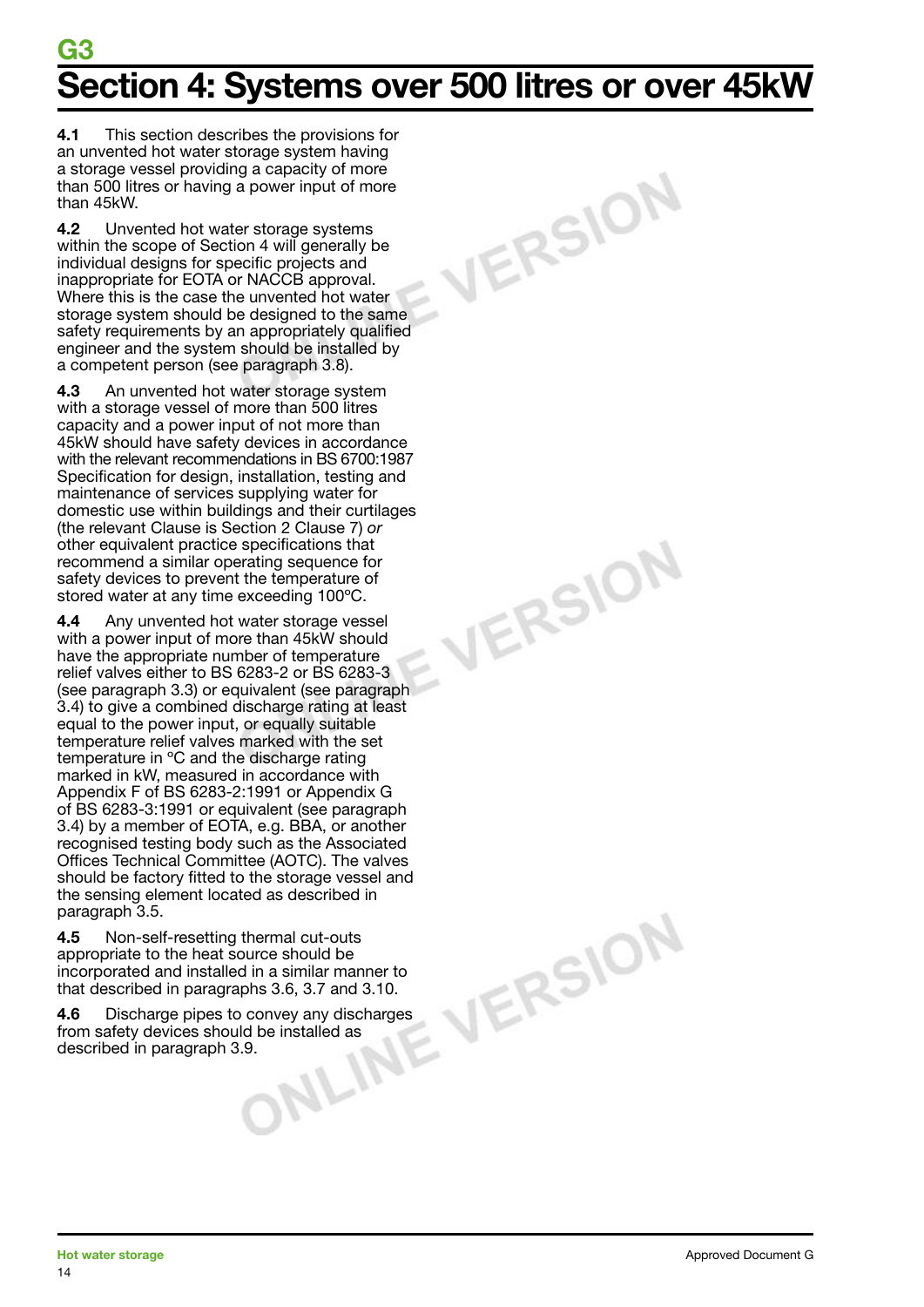# G3

## Section 4: Systems over 500 litres or over 45kW

**4.1** This section describes the provisions for an unvented hot water storage system having a storage vessel providing a capacity of more than 500 litres or having a power input of more than 45kW.

**4.2** Unvented hot water storage systems within the scope of Section 4 will generally be individual designs for specific projects and inappropriate for EOTA or NACCB approval. Where this is the case the unvented hot water storage system should be designed to the same safety requirements by an appropriately qualified engineer and the system should be installed by a competent person (see paragraph 3.8).

**4.3** An unvented hot water storage system with a storage vessel of more than 500 litres capacity and a power input of not more than 45kW should have safety devices in accordance with the relevant recommendations in BS 6700:1987 Specification for design, installation, testing and maintenance of services supplying water for domestic use within buildings and their curtilages (the relevant Clause is Section 2 Clause 7) *or* other equivalent practice specifications that recommend a similar operating sequence for safety devices to prevent the temperature of stored water at any time exceeding 100ºC.

**4.4** Any unvented hot water storage vessel with a power input of more than 45kW should have the appropriate number of temperature relief valves either to BS 6283-2 or BS 6283-3 (see paragraph 3.3) or equivalent (see paragraph 3.4) to give a combined discharge rating at least equal to the power input, or equally suitable temperature relief valves marked with the set temperature in ºC and the discharge rating marked in kW, measured in accordance with Appendix F of BS 6283-2:1991 or Appendix G of BS 6283-3:1991 or equivalent (see paragraph 3.4) by a member of EOTA, e.g. BBA, or another recognised testing body such as the Associated Offices Technical Committee (AOTC). The valves should be factory fitted to the storage vessel and the sensing element located as described in paragraph 3.5.

**4.5** Non-self-resetting thermal cut-outs appropriate to the heat source should be incorporated and installed in a similar manner to that described in paragraphs 3.6, 3.7 and 3.10.

**4.6** Discharge pipes to convey any discharges from safety devices should be installed as described in paragraph 3.9.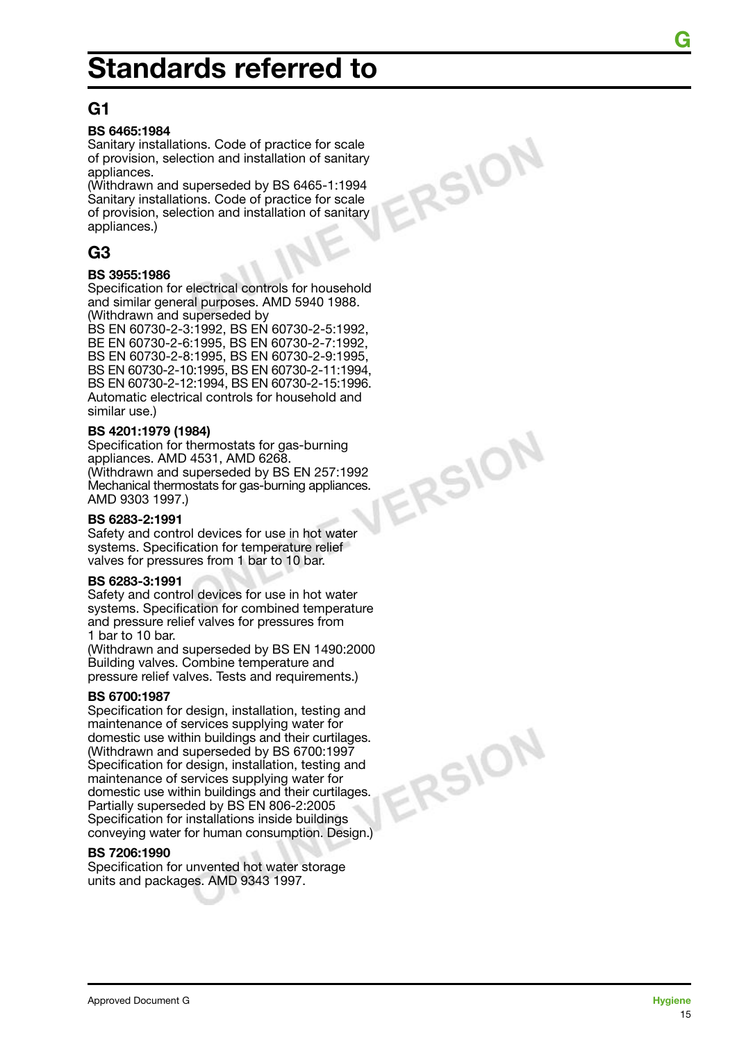# Standards referred to

## G1

**BS 6465:1984**
Sanitary installations. Code of practice for scale of provision, selection and installation of sanitary appliances.
(Withdrawn and superseded by BS 6465-1:1994 Sanitary installations. Code of practice for scale of provision, selection and installation of sanitary appliances.)

## G3

**BS 3955:1986**
Specification for electrical controls for household and similar general purposes. AMD 5940 1988.
(Withdrawn and superseded by
BS EN 60730-2-3:1992, BS EN 60730-2-5:1992, BE EN 60730-2-6:1995, BS EN 60730-2-7:1992, BS EN 60730-2-8:1995, BS EN 60730-2-9:1995, BS EN 60730-2-10:1995, BS EN 60730-2-11:1994, BS EN 60730-2-12:1994, BS EN 60730-2-15:1996. Automatic electrical controls for household and similar use.)

**BS 4201:1979 (1984)**
Specification for thermostats for gas-burning appliances. AMD 4531, AMD 6268.
(Withdrawn and superseded by BS EN 257:1992 Mechanical thermostats for gas-burning appliances. AMD 9303 1997.)

**BS 6283-2:1991**
Safety and control devices for use in hot water systems. Specification for temperature relief valves for pressures from 1 bar to 10 bar.

**BS 6283-3:1991**
Safety and control devices for use in hot water systems. Specification for combined temperature and pressure relief valves for pressures from 1 bar to 10 bar.
(Withdrawn and superseded by BS EN 1490:2000 Building valves. Combine temperature and pressure relief valves. Tests and requirements.)

**BS 6700:1987**
Specification for design, installation, testing and maintenance of services supplying water for domestic use within buildings and their curtilages.
(Withdrawn and superseded by BS 6700:1997 Specification for design, installation, testing and maintenance of services supplying water for domestic use within buildings and their curtilages. Partially superseded by BS EN 806-2:2005 Specification for installations inside buildings conveying water for human consumption. Design.)

**BS 7206:1990**
Specification for unvented hot water storage units and packages. AMD 9343 1997.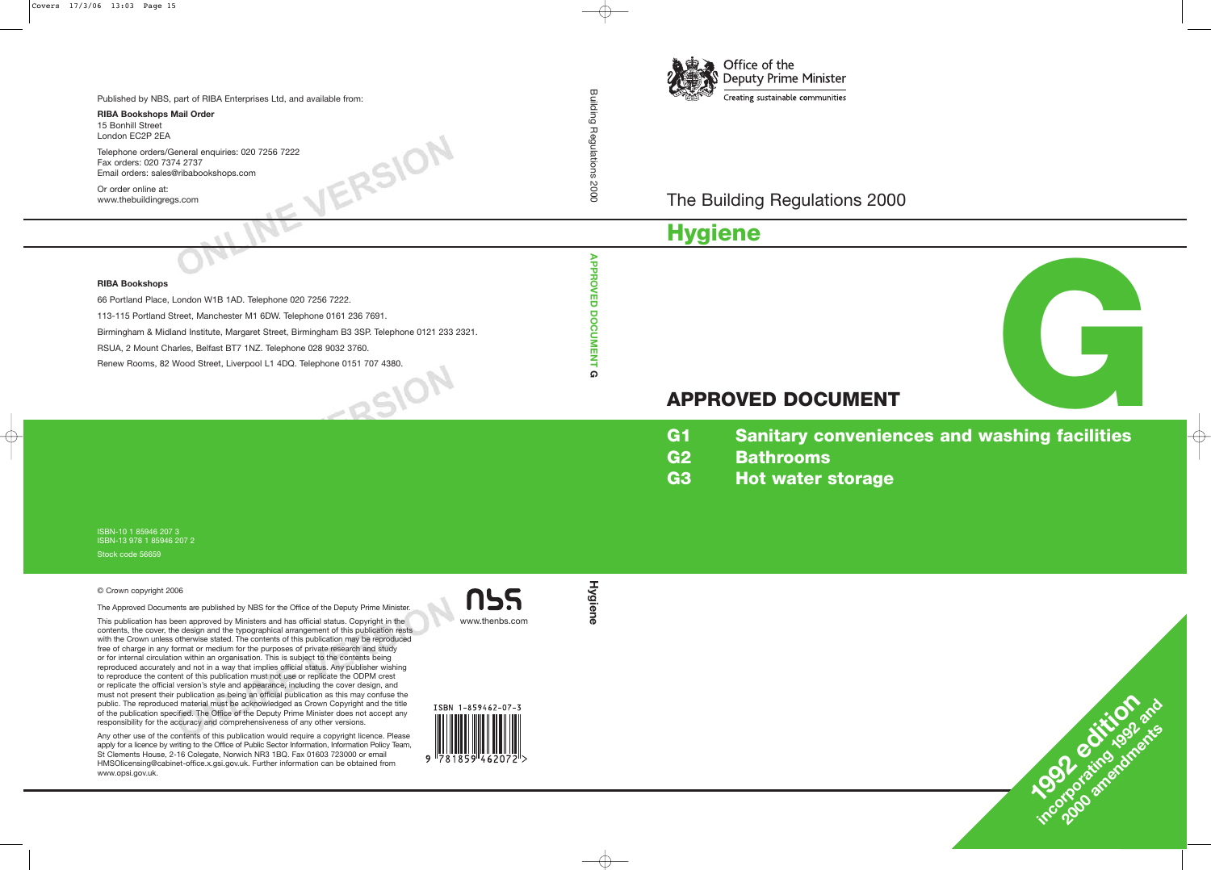Published by NBS, part of RIBA Enterprises Ltd, and available from:

**RIBA Bookshops Mail Order**
15 Bonhill Street
London EC2P 2EA

Telephone orders/General enquiries: 020 7256 7222
Fax orders: 020 7374 2737
Email orders: sales@ribabookshops.com

Or order online at:
www.thebuildingregs.com

**RIBA Bookshops**

66 Portland Place, London W1B 1AD. Telephone 020 7256 7222.

113-115 Portland Street, Manchester M1 6DW. Telephone 0161 236 7691.

Birmingham & Midland Institute, Margaret Street, Birmingham B3 3SP. Telephone 0121 233 2321.

RSUA, 2 Mount Charles, Belfast BT7 1NZ. Telephone 028 9032 3760.

Renew Rooms, 82 Wood Street, Liverpool L1 4DQ. Telephone 0151 707 4380.

ISBN-10 1 85946 207 3
ISBN-13 978 1 85946 207 2
Stock code 56659

© Crown copyright 2006

The Approved Documents are published by NBS for the Office of the Deputy Prime Minister.

This publication has been approved by Ministers and has official status. Copyright in the contents, the cover, the design and the typographical arrangement of this publication rests with the Crown unless otherwise stated. The contents of this publication may be reproduced free of charge in any format or medium for the purposes of private research and study or for internal circulation within an organisation. This is subject to the contents being reproduced accurately and not in a way that implies official status. Any publisher wishing to reproduce the content of this publication must not use or replicate the ODPM crest or replicate the official version's style and appearance, including the cover design, and must not present their publication as being an official publication as this may confuse the public. The reproduced material must be acknowledged as Crown Copyright and the title of the publication specified. The Office of the Deputy Prime Minister does not accept any responsibility for the accuracy and comprehensiveness of any other versions.

Any other use of the contents of this publication would require a licence. Please apply for a licence by writing to the Office of Public Sector Information, Information Policy Team, St Clements House, 2-16 Colegate, Norwich NR3 1BQ. Fax 01603 723000 or email HMSOlicensing@cabinet-office.x.gsi.gov.uk. Further information can be obtained from www.opsi.gov.uk.

www.thenbs.com

ISBN 1-859462-07-3

Building Regulations 2000

APPROVED DOCUMENT G

Hygiene

Office of the Deputy Prime Minister
Creating sustainable communities

The Building Regulations 2000

# Hygiene

# APPROVED DOCUMENT G

**G1 Sanitary conveniences and washing facilities**
**G2 Bathrooms**
**G3 Hot water storage**

**1992 edition incorporating 1992 and 2000 amendments**